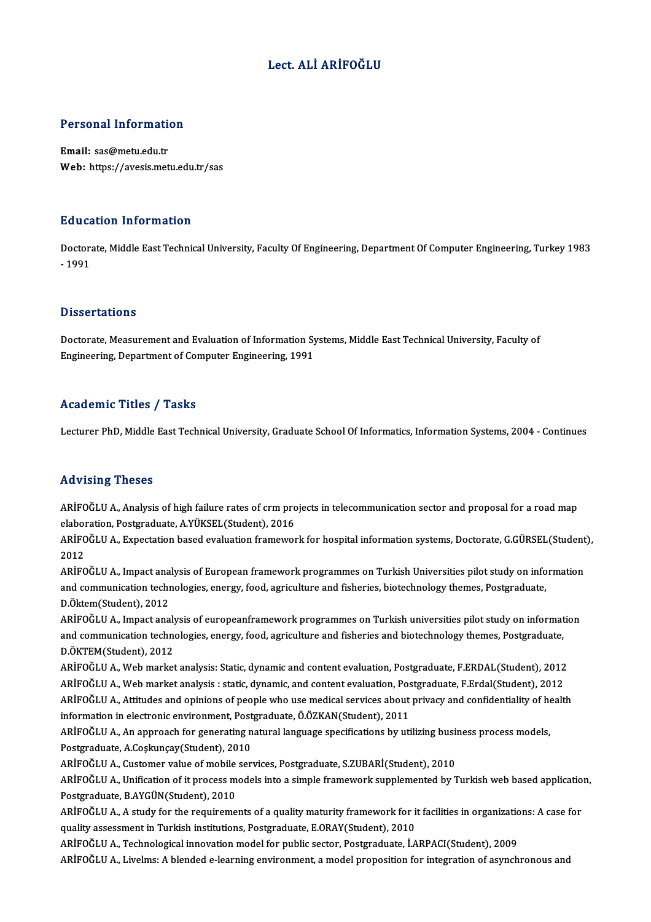# Lect. ALİ ARİFOĞLU

## Personal Information

**Email:** sas@metu.edu.tr
**Web:** https://avesis.metu.edu.tr/sas

## Education Information

Doctorate, Middle East Technical University, Faculty Of Engineering, Department Of Computer Engineering, Turkey 1983 - 1991

## Dissertations

Doctorate, Measurement and Evaluation of Information Systems, Middle East Technical University, Faculty of Engineering, Department of Computer Engineering, 1991

## Academic Titles / Tasks

Lecturer PhD, Middle East Technical University, Graduate School Of Informatics, Information Systems, 2004 - Continues

## Advising Theses

ARİFOĞLU A., Analysis of high failure rates of crm projects in telecommunication sector and proposal for a road map elaboration, Postgraduate, A.YÜKSEL(Student), 2016

ARİFOĞLU A., Expectation based evaluation framework for hospital information systems, Doctorate, G.GÜRSEL(Student), 2012

ARİFOĞLU A., Impact analysis of European framework programmes on Turkish Universities pilot study on information and communication technologies, energy, food, agriculture and fisheries, biotechnology themes, Postgraduate, D.Öktem(Student), 2012

ARİFOĞLU A., Impact analysis of europeanframework programmes on Turkish universities pilot study on information and communication technologies, energy, food, agriculture and fisheries and biotechnology themes, Postgraduate, D.ÖKTEM(Student), 2012

ARİFOĞLU A., Web market analysis: Static, dynamic and content evaluation, Postgraduate, F.ERDAL(Student), 2012

ARİFOĞLU A., Web market analysis : static, dynamic, and content evaluation, Postgraduate, F.Erdal(Student), 2012

ARİFOĞLU A., Attitudes and opinions of people who use medical services about privacy and confidentiality of health information in electronic environment, Postgraduate, Ö.ÖZKAN(Student), 2011

ARİFOĞLU A., An approach for generating natural language specifications by utilizing business process models, Postgraduate, A.Coşkunçay(Student), 2010

ARİFOĞLU A., Customer value of mobile services, Postgraduate, S.ZUBARİ(Student), 2010

ARİFOĞLU A., Unification of it process models into a simple framework supplemented by Turkish web based application, Postgraduate, B.AYGÜN(Student), 2010

ARİFOĞLU A., A study for the requirements of a quality maturity framework for it facilities in organizations: A case for quality assessment in Turkish institutions, Postgraduate, E.ORAY(Student), 2010

ARİFOĞLU A., Technological innovation model for public sector, Postgraduate, İ.ARPACI(Student), 2009

ARİFOĞLU A., Livelms: A blended e-learning environment, a model proposition for integration of asynchronous and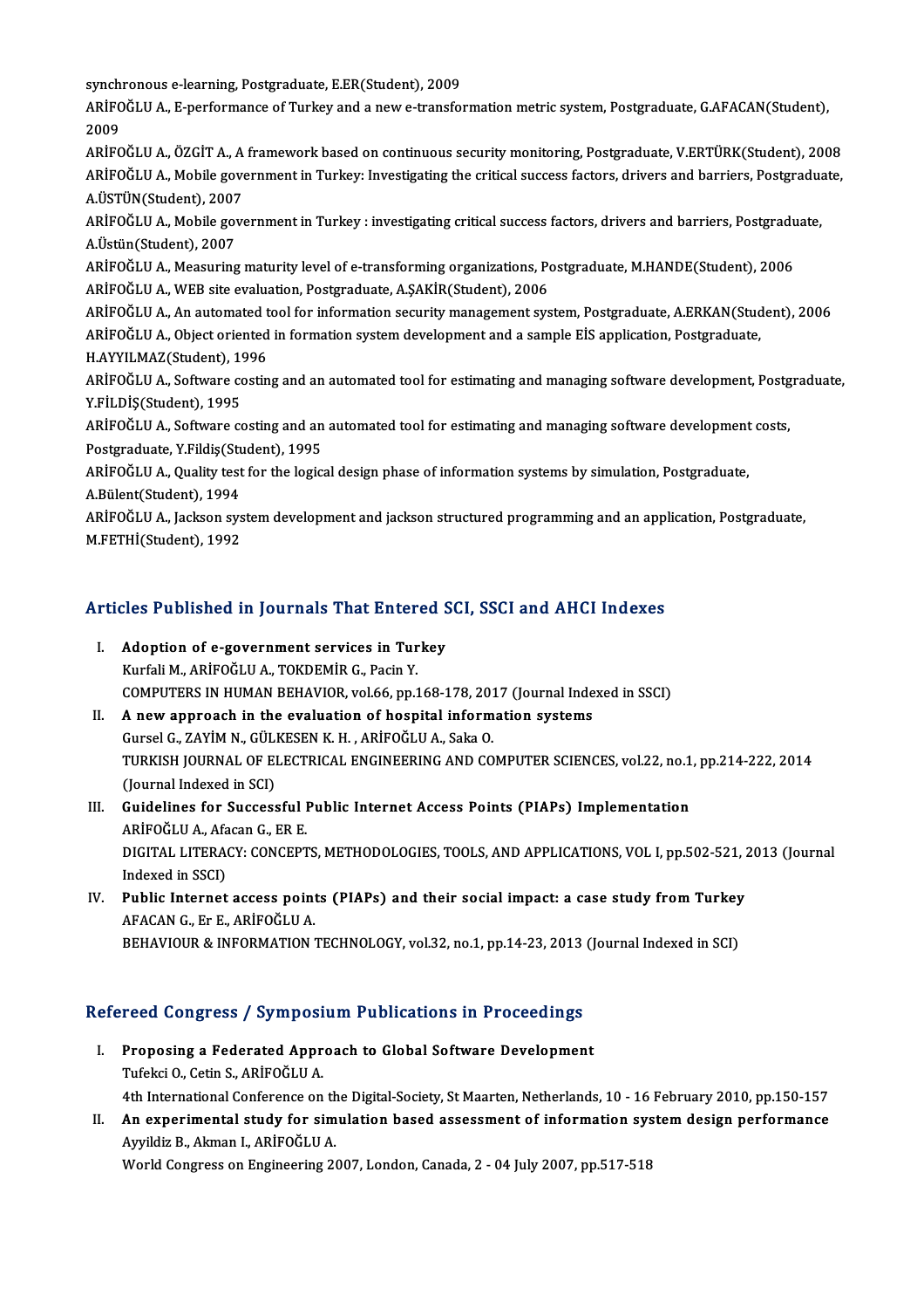synchronous e-learning, Postgraduate, E.ER(Student), 2009

ARİFOĞLU A., E-performance of Turkey and a new e-transformation metric system, Postgraduate, G.AFACAN(Student), 2009

ARİFOĞLU A., ÖZGİT A., A framework based on continuous security monitoring, Postgraduate, V.ERTÜRK(Student), 2008

ARİFOĞLU A., Mobile government in Turkey: Investigating the critical success factors, drivers and barriers, Postgraduate, A.ÜSTÜN(Student), 2007

ARİFOĞLU A., Mobile government in Turkey : investigating critical success factors, drivers and barriers, Postgraduate, A.Üstün(Student), 2007

ARİFOĞLU A., Measuring maturity level of e-transforming organizations, Postgraduate, M.HANDE(Student), 2006

ARİFOĞLU A., WEB site evaluation, Postgraduate, A.ŞAKİR(Student), 2006

ARİFOĞLU A., An automated tool for information security management system, Postgraduate, A.ERKAN(Student), 2006

ARİFOĞLU A., Object oriented in formation system development and a sample EİS application, Postgraduate, H.AYYILMAZ(Student), 1996

ARİFOĞLU A., Software costing and an automated tool for estimating and managing software development, Postgraduate, Y.FİLDİŞ(Student), 1995

ARİFOĞLU A., Software costing and an automated tool for estimating and managing software development costs, Postgraduate, Y.Fildiş(Student), 1995

ARİFOĞLU A., Quality test for the logical design phase of information systems by simulation, Postgraduate, A.Bülent(Student), 1994

ARİFOĞLU A., Jackson system development and jackson structured programming and an application, Postgraduate, M.FETHİ(Student), 1992

## Articles Published in Journals That Entered SCI, SSCI and AHCI Indexes

I. **Adoption of e-government services in Turkey**
   Kurfali M., ARİFOĞLU A., TOKDEMİR G., Pacin Y.
   COMPUTERS IN HUMAN BEHAVIOR, vol.66, pp.168-178, 2017 (Journal Indexed in SSCI)

II. **A new approach in the evaluation of hospital information systems**
   Gursel G., ZAYİM N., GÜLKESEN K. H. , ARİFOĞLU A., Saka O.
   TURKISH JOURNAL OF ELECTRICAL ENGINEERING AND COMPUTER SCIENCES, vol.22, no.1, pp.214-222, 2014 (Journal Indexed in SCI)

III. **Guidelines for Successful Public Internet Access Points (PIAPs) Implementation**
   ARİFOĞLU A., Afacan G., ER E.
   DIGITAL LITERACY: CONCEPTS, METHODOLOGIES, TOOLS, AND APPLICATIONS, VOL I, pp.502-521, 2013 (Journal Indexed in SSCI)

IV. **Public Internet access points (PIAPs) and their social impact: a case study from Turkey**
   AFACAN G., Er E., ARİFOĞLU A.
   BEHAVIOUR & INFORMATION TECHNOLOGY, vol.32, no.1, pp.14-23, 2013 (Journal Indexed in SCI)

## Refereed Congress / Symposium Publications in Proceedings

I. **Proposing a Federated Approach to Global Software Development**
   Tufekci O., Cetin S., ARİFOĞLU A.
   4th International Conference on the Digital-Society, St Maarten, Netherlands, 10 - 16 February 2010, pp.150-157

II. **An experimental study for simulation based assessment of information system design performance**
   Ayyildiz B., Akman I., ARİFOĞLU A.
   World Congress on Engineering 2007, London, Canada, 2 - 04 July 2007, pp.517-518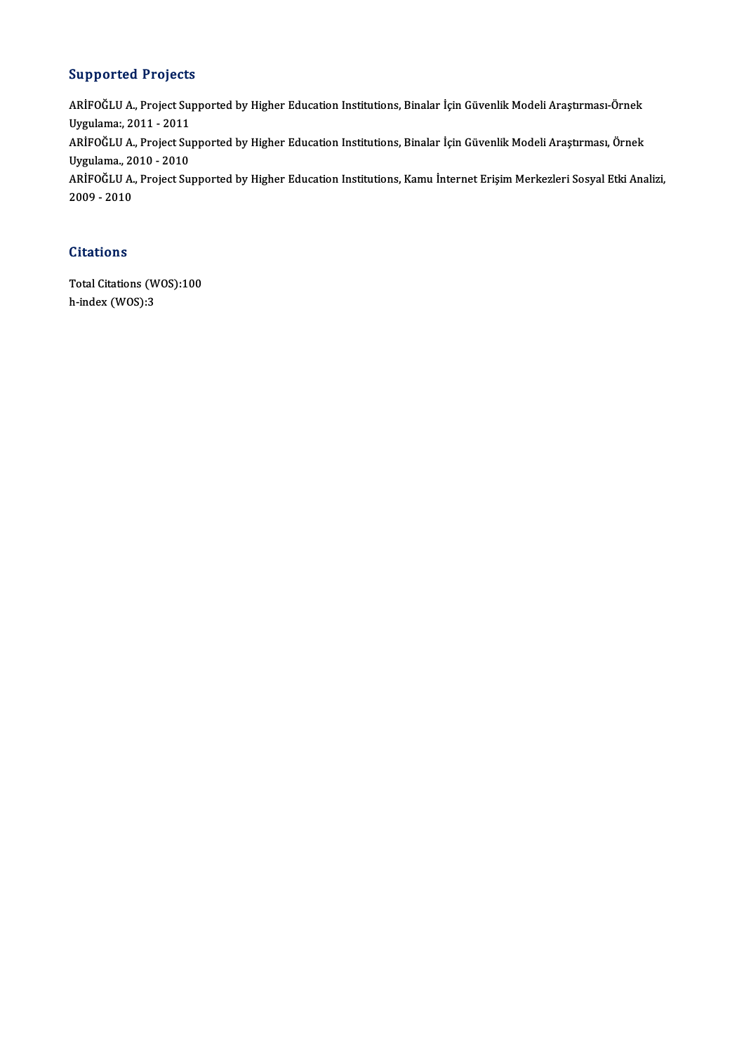## Supported Projects

ARİFOĞLU A., Project Supported by Higher Education Institutions, Binalar İçin Güvenlik Modeli Araştırması-Örnek Uygulama:, 2011 - 2011

ARİFOĞLU A., Project Supported by Higher Education Institutions, Binalar İçin Güvenlik Modeli Araştırması, Örnek Uygulama., 2010 - 2010

ARİFOĞLU A., Project Supported by Higher Education Institutions, Kamu İnternet Erişim Merkezleri Sosyal Etki Analizi, 2009 - 2010

## Citations

Total Citations (WOS):100
h-index (WOS):3